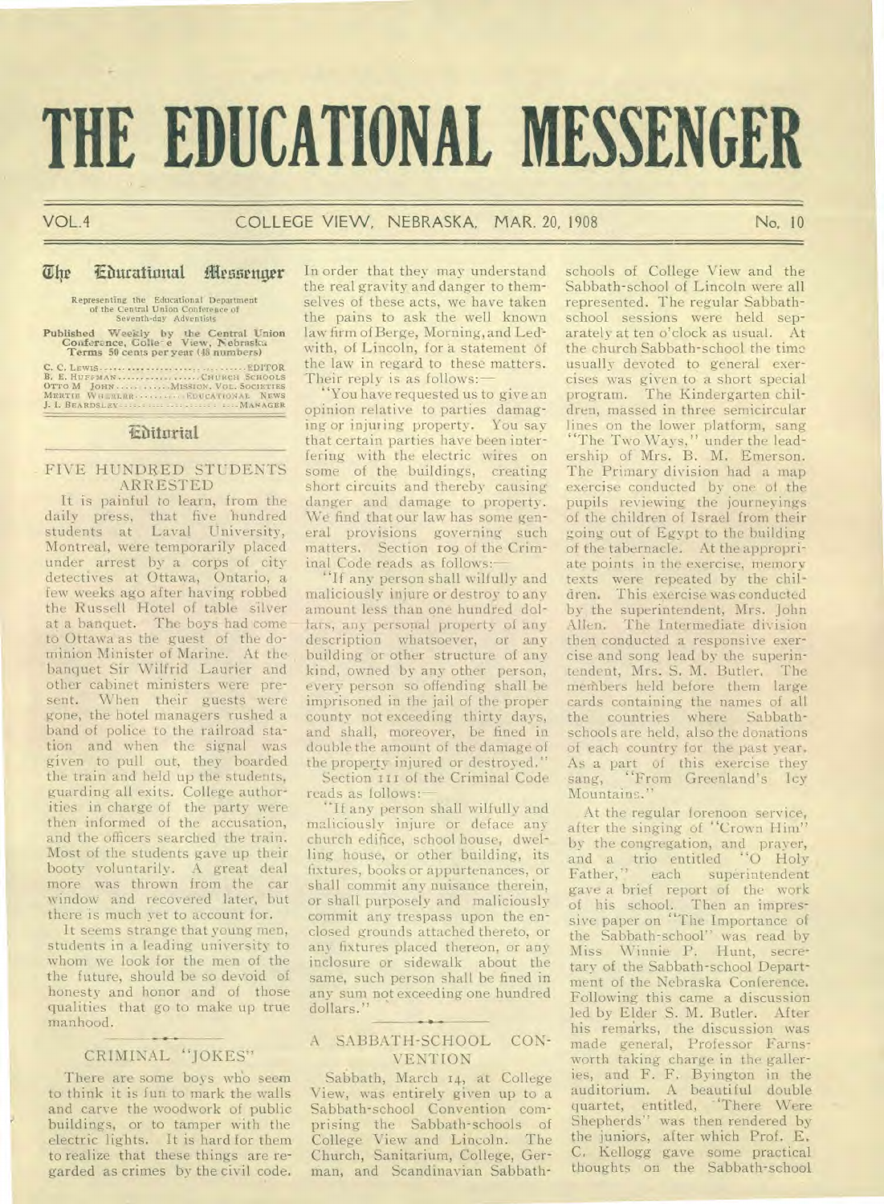# THE EDUCATIONAL MESSENGER

VOL. 4 COLLEGE VIEW, NEBRASKA, MAR. 20, 1908 No. 10

## The Educational Messenger

Representing the Educational Department of the Central Union Conference of Seventh-day Adventists

Published Weekly by the Central Union Conference, College View, Nebraska
Terms 50 cents per year (48 numbers)

C. C. LEWIS.............................EDITOR
B. E. HUFFMAN..................CHURCH SCHOOLS
OTTO M JOHN..........MISSION. VOL. SOCIETIES
MERTIE WHEELER..........EDUCATIONAL NEWS
J. I. BEARDSLEY.......................MANAGER

## Editorial

### FIVE HUNDRED STUDENTS ARRESTED

It is painful to learn, from the daily press, that five hundred students at Laval University, Montreal, were temporarily placed under arrest by a corps of city detectives at Ottawa, Ontario, a few weeks ago after having robbed the Russell Hotel of table silver at a banquet. The boys had come to Ottawa as the guest of the dominion Minister of Marine. At the banquet Sir Wilfrid Laurier and other cabinet ministers were present. When their guests were gone, the hotel managers rushed a band of police to the railroad station and when the signal was given to pull out, they boarded the train and held up the students, guarding all exits. College authorities in charge of the party were then informed of the accusation, and the officers searched the train. Most of the students gave up their booty voluntarily. A great deal more was thrown from the car window and recovered later, but there is much yet to account for.

It seems strange that young men, students in a leading university to whom we look for the men of the the future, should be so devoid of honesty and honor and of those qualities that go to make up true manhood.

### CRIMINAL "JOKES"

There are some boys who seem to think it is fun to mark the walls and carve the woodwork of public buildings, or to tamper with the electric lights. It is hard for them to realize that these things are regarded as crimes by the civil code. In order that they may understand the real gravity and danger to themselves of these acts, we have taken the pains to ask the well known law firm of Berge, Morning, and Ledwith, of Lincoln, for a statement of the law in regard to these matters. Their reply is as follows:—

"You have requested us to give an opinion relative to parties damaging or injuring property. You say that certain parties have been interfering with the electric wires on some of the buildings, creating short circuits and thereby causing danger and damage to property. We find that our law has some general provisions governing such matters. Section 109 of the Criminal Code reads as follows:—

"If any person shall wilfully and maliciously injure or destroy to any amount less than one hundred dollars, any personal property of any description whatsoever, or any building or other structure of any kind, owned by any other person, every person so offending shall be imprisoned in the jail of the proper county not exceeding thirty days, and shall, moreover, be fined in double the amount of the damage of the property injured or destroyed."

Section 111 of the Criminal Code reads as follows:—

"If any person shall wilfully and maliciously injure or deface any church edifice, school house, dwelling house, or other building, its fixtures, books or appurtenances, or shall commit any nuisance therein, or shall purposely and maliciously commit any trespass upon the enclosed grounds attached thereto, or any fixtures placed thereon, or any inclosure or sidewalk about the same, such person shall be fined in any sum not exceeding one hundred dollars."

### A SABBATH-SCHOOL CONVENTION

Sabbath, March 14, at College View, was entirely given up to a Sabbath-school Convention comprising the Sabbath-schools of College View and Lincoln. The Church, Sanitarium, College, German, and Scandinavian Sabbath-schools of College View and the Sabbath-school of Lincoln were all represented. The regular Sabbath-school sessions were held separately at ten o'clock as usual. At the church Sabbath-school the time usually devoted to general exercises was given to a short special program. The Kindergarten children, massed in three semicircular lines on the lower platform, sang "The Two Ways," under the leadership of Mrs. B. M. Emerson. The Primary division had a map exercise conducted by one of the pupils reviewing the journeyings of the children of Israel from their going out of Egypt to the building of the tabernacle. At the appropriate points in the exercise, memory texts were repeated by the children. This exercise was conducted by the superintendent, Mrs. John Allen. The Intermediate division then conducted a responsive exercise and song lead by the superintendent, Mrs. S. M. Butler. The members held before them large cards containing the names of all the countries where Sabbath-schools are held, also the donations of each country for the past year. As a part of this exercise they sang, "From Greenland's Icy Mountains."

At the regular forenoon service, after the singing of "Crown Him" by the congregation, and prayer, and a trio entitled "O Holy Father," each superintendent gave a brief report of the work of his school. Then an impressive paper on "The Importance of the Sabbath-school" was read by Miss Winnie P. Hunt, secretary of the Sabbath-school Department of the Nebraska Conference. Following this came a discussion led by Elder S. M. Butler. After his remarks, the discussion was made general, Professor Farnsworth taking charge in the galleries, and F. F. Byington in the auditorium. A beautiful double quartet, entitled, "There Were Shepherds" was then rendered by the juniors, after which Prof. E. C. Kellogg gave some practical thoughts on the Sabbath-school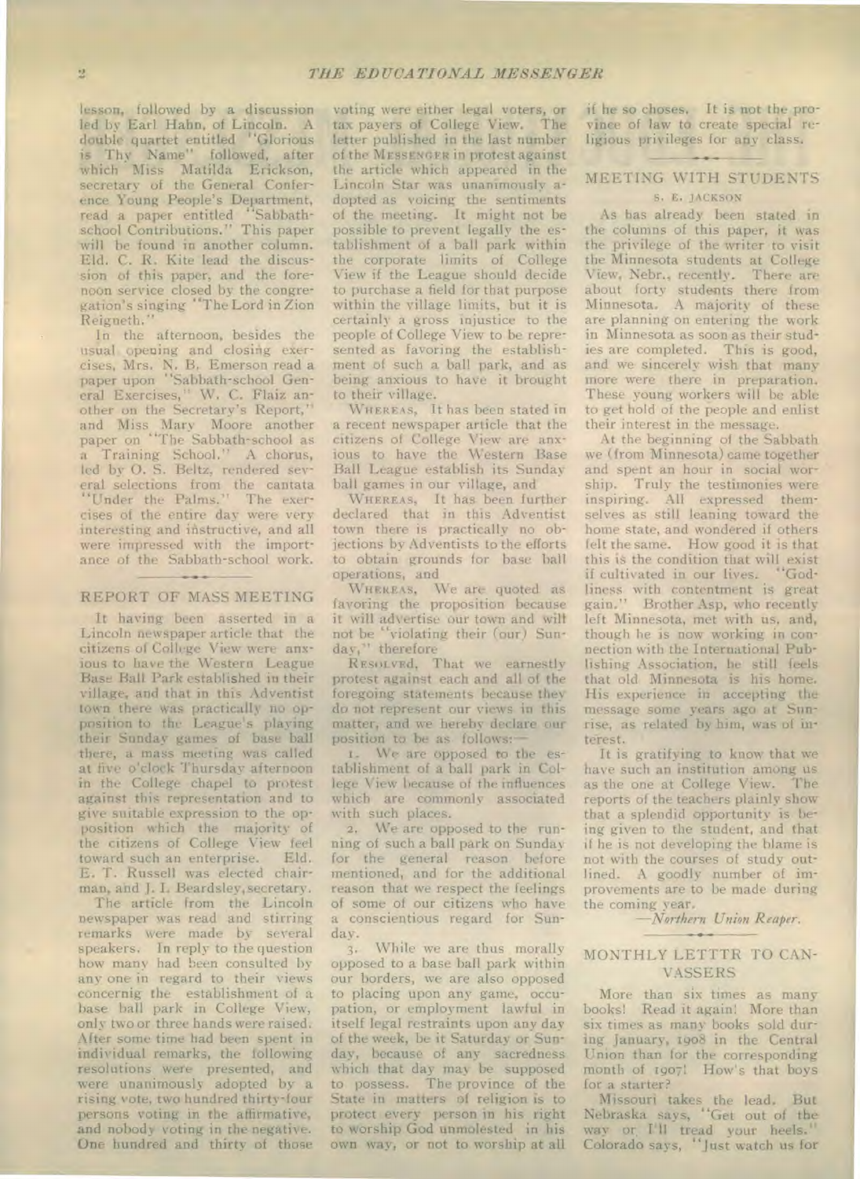lesson, followed by a discussion led by Earl Hahn, of Lincoln. A double quartet entitled "Glorious is Thy Name" followed, after which Miss Matilda Erickson, secretary of the General Conference Young People's Department, read a paper entitled "Sabbath-school Contributions." This paper will be found in another column. Eld. C. R. Kite lead the discussion of this paper, and the forenoon service closed by the congregation's singing "The Lord in Zion Reigneth."

In the afternoon, besides the usual opening and closing exercises, Mrs. N. B. Emerson read a paper upon "Sabbath-school General Exercises," W. C. Flaiz another on the Secretary's Report," and Miss Mary Moore another paper on "The Sabbath-school as a Training School." A chorus, led by O. S. Beltz, rendered several selections from the cantata "Under the Palms." The exercises of the entire day were very interesting and instructive, and all were impressed with the importance of the Sabbath-school work.

## REPORT OF MASS MEETING

It having been asserted in a Lincoln newspaper article that the citizens of College View were anxious to have the Western League Base Ball Park established in their village, and that in this Adventist town there was practically no opposition to the League's playing their Sunday games of base ball there, a mass meeting was called at five o'clock Thursday afternoon in the College chapel to protest against this representation and to give suitable expression to the opposition which the majority of the citizens of College View feel toward such an enterprise. Eld. E. T. Russell was elected chairman, and J. I. Beardsley, secretary.

The article from the Lincoln newspaper was read and stirring remarks were made by several speakers. In reply to the question how many had been consulted by any one in regard to their views concernig the establishment of a base ball park in College View, only two or three hands were raised. After some time had been spent in individual remarks, the following resolutions were presented, and were unanimously adopted by a rising vote, two hundred thirty-four persons voting in the affirmative, and nobody voting in the negative. One hundred and thirty of those voting were either legal voters, or tax payers of College View. The letter published in the last number of the MESSENGER in protest against the article which appeared in the Lincoln Star was unanimously adopted as voicing the sentiments of the meeting. It might not be possible to prevent legally the establishment of a ball park within the corporate limits of College View if the League should decide to purchase a field for that purpose within the village limits, but it is certainly a gross injustice to the people of College View to be represented as favoring the establishment of such a ball park, and as being anxious to have it brought to their village.

WHEREAS, It has been stated in a recent newspaper article that the citizens of College View are anxious to have the Western Base Ball League establish its Sunday ball games in our village, and

WHEREAS, It has been further declared that in this Adventist town there is practically no objections by Adventists to the efforts to obtain grounds for base ball operations, and

WHEREAS, We are quoted as favoring the proposition because it will advertise our town and will not be "violating their (our) Sunday," therefore

RESOLVED, That we earnestly protest against each and all of the foregoing statements because they do not represent our views in this matter, and we hereby declare our position to be as follows:—

1. We are opposed to the establishment of a ball park in College View because of the influences which are commonly associated with such places.

2. We are opposed to the running of such a ball park on Sunday for the general reason before mentioned, and for the additional reason that we respect the feelings of some of our citizens who have a conscientious regard for Sunday.

3. While we are thus morally opposed to a base ball park within our borders, we are also opposed to placing upon any game, occupation, or employment lawful in itself legal restraints upon any day of the week, be it Saturday or Sunday, because of any sacredness which that day may be supposed to possess. The province of the State in matters of religion is to protect every person in his right to worship God unmolested in his own way, or not to worship at all if he so choses. It is not the province of law to create special religious privileges for any class.

## MEETING WITH STUDENTS

S. E. JACKSON

As has already been stated in the columns of this paper, it was the privilege of the writer to visit the Minnesota students at College View, Nebr., recently. There are about forty students there from Minnesota. A majority of these are planning on entering the work in Minnesota as soon as their studies are completed. This is good, and we sincerely wish that many more were there in preparation. These young workers will be able to get hold of the people and enlist their interest in the message.

At the beginning of the Sabbath we (from Minnesota) came together and spent an hour in social worship. Truly the testimonies were inspiring. All expressed themselves as still leaning toward the home state, and wondered if others felt the same. How good it is that this is the condition that will exist if cultivated in our lives. "Godliness with contentment is great gain." Brother Asp, who recently left Minnesota, met with us, and, though he is now working in connection with the International Publishing Association, he still feels that old Minnesota is his home. His experience in accepting the message some years ago at Sunrise, as related by him, was of interest.

It is gratifying to know that we have such an institution among us as the one at College View. The reports of the teachers plainly show that a splendid opportunity is being given to the student, and that if he is not developing the blame is not with the courses of study outlined. A goodly number of improvements are to be made during the coming year.

—*Northern Union Reaper.*

## MONTHLY LETTTR TO CANVASSERS

More than six times as many books! Read it again! More than six times as many books sold during January, 1908 in the Central Union than for the corresponding month of 1907! How's that boys for a starter?

Missouri takes the lead. But Nebraska says, "Get out of the way or I'll tread your heels." Colorado says, "Just watch us for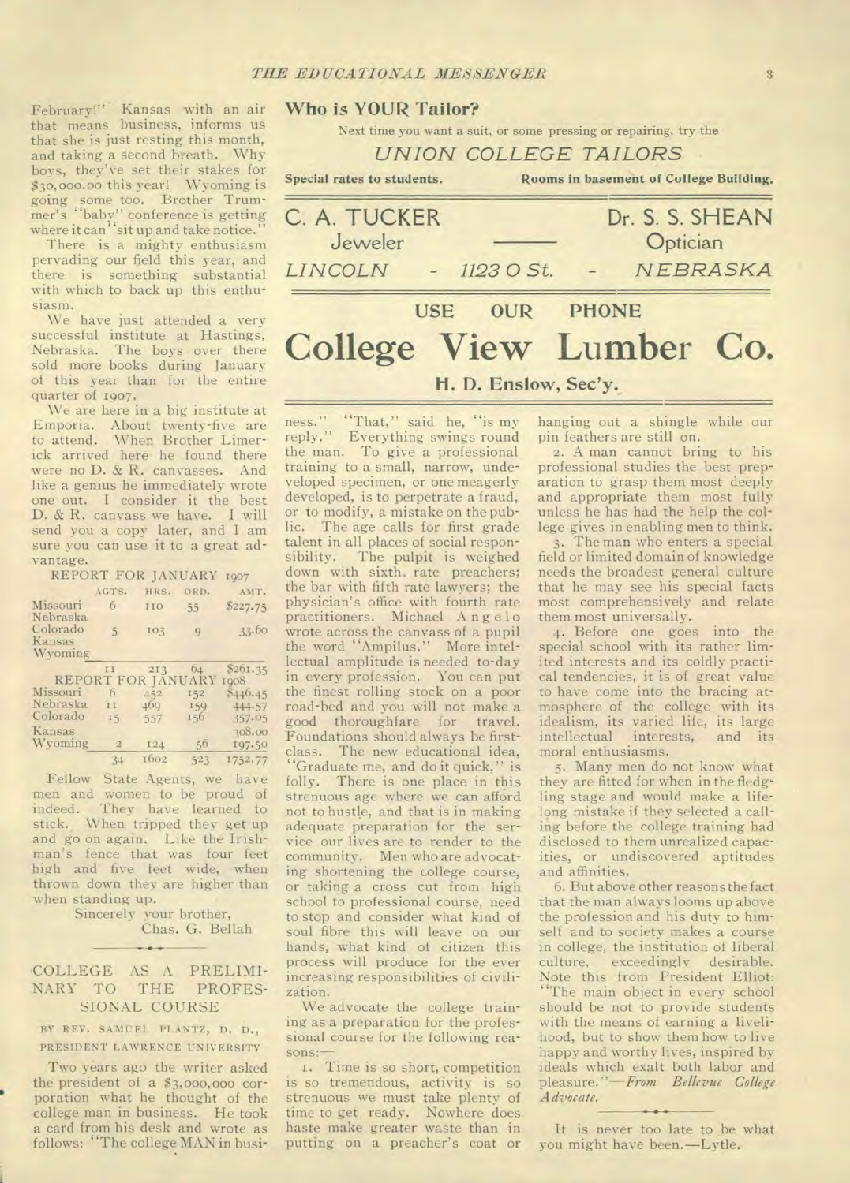February!" Kansas with an air that means business, informs us that she is just resting this month, and taking a second breath. Why boys, they've set their stakes for $30,000.00 this year! Wyoming is going some too. Brother Trummer's "baby" conference is getting where it can "sit up and take notice."

There is a mighty enthusiasm pervading our field this year, and there is something substantial with which to back up this enthusiasm.

We have just attended a very successful institute at Hastings, Nebraska. The boys over there sold more books during January of this year than for the entire quarter of 1907.

We are here in a big institute at Emporia. About twenty-five are to attend. When Brother Limerick arrived here he found there were no D. & R. canvasses. And like a genius he immediately wrote one out. I consider it the best D. & R. canvass we have. I will send you a copy later, and I am sure you can use it to a great advantage.

REPORT FOR JANUARY 1907

| | AGTS. | HRS. | ORD. | AMT. |
|---|---|---|---|---|
| Missouri | 6 | 110 | 55 | $227.75 |
| Nebraska | | | | |
| Colorado | 5 | 103 | 9 | 33.60 |
| Kansas | | | | |
| Wyoming | | | | |
| | 11 | 213 | 64 | $261.35 |

REPORT FOR JANUARY 1908

| | AGTS. | HRS. | ORD. | AMT. |
|---|---|---|---|---|
| Missouri | 6 | 452 | 152 | $446.45 |
| Nebraska | 11 | 469 | 159 | 444.57 |
| Colorado | 15 | 557 | 156 | 357.05 |
| Kansas | | | | 308.00 |
| Wyoming | 2 | 124 | 56 | 197.50 |
| | 34 | 1602 | 523 | 1752.77 |

Fellow State Agents, we have men and women to be proud of indeed. They have learned to stick. When tripped they get up and go on again. Like the Irishman's fence that was four feet high and five feet wide, when thrown down they are higher than when standing up.

Sincerely your brother,
Chas. G. Bellah

## COLLEGE AS A PRELIMINARY TO THE PROFESSIONAL COURSE

BY REV. SAMUEL PLANTZ, D. D., PRESIDENT LAWRENCE UNIVERSITY

Two years ago the writer asked the president of a $3,000,000 corporation what he thought of the college man in business. He took a card from his desk and wrote as follows: "The college MAN in business." "That," said he, "is my reply." Everything swings round the man. To give a professional training to a small, narrow, undeveloped specimen, or one meagerly developed, is to perpetrate a fraud, or to modify, a mistake on the public. The age calls for first grade talent in all places of social responsibility. The pulpit is weighed down with sixth rate preachers; the bar with fifth rate lawyers; the physician's office with fourth rate practitioners. Michael Angelo wrote across the canvass of a pupil the word "Ampilus." More intellectual amplitude is needed to-day in every profession. You can put the finest rolling stock on a poor road-bed and you will not make a good thoroughfare for travel. Foundations should always be first-class. The new educational idea, "Graduate me, and do it quick," is folly. There is one place in this strenuous age where we can afford not to hustle, and that is in making adequate preparation for the service our lives are to render to the community. Men who are advocating shortening the college course, or taking a cross cut from high school to professional course, need to stop and consider what kind of soul fibre this will leave on our hands, what kind of citizen this process will produce for the ever increasing responsibilities of civilization.

We advocate the college training as a preparation for the professional course for the following reasons:—

1. Time is so short, competition is so tremendous, activity is so strenuous we must take plenty of time to get ready. Nowhere does haste make greater waste than in putting on a preacher's coat or hanging out a shingle while our pin feathers are still on.

2. A man cannot bring to his professional studies the best preparation to grasp them most deeply and appropriate them most fully unless he has had the help the college gives in enabling men to think.

3. The man who enters a special field or limited domain of knowledge needs the broadest general culture that he may see his special facts most comprehensively and relate them most universally.

4. Before one goes into the special school with its rather limited interests and its coldly practical tendencies, it is of great value to have come into the bracing atmosphere of the college with its idealism, its varied life, its large intellectual interests, and its moral enthusiasms.

5. Many men do not know what they are fitted for when in the fledgling stage and would make a lifelong mistake if they selected a calling before the college training had disclosed to them unrealized capacities, or undiscovered aptitudes and affinities.

6. But above other reasons the fact that the man always looms up above the profession and his duty to himself and to society makes a course in college, the institution of liberal culture, exceedingly desirable. Note this from President Elliot: "The main object in every school should be not to provide students with the means of earning a livelihood, but to show them how to live happy and worthy lives, inspired by ideals which exalt both labor and pleasure."—*From Bellevue College Advocate.*

It is never too late to be what you might have been.—Lytle.

**Who is YOUR Tailor?**

Next time you want a suit, or some pressing or repairing, try the

*UNION COLLEGE TAILORS*

**Special rates to students.** **Rooms in basement of College Building.**

C. A. TUCKER
Jeweler

Dr. S. S. SHEAN
Optician

*LINCOLN - 1123 O St. - NEBRASKA*

**USE OUR PHONE**

# College View Lumber Co.

**H. D. Enslow, Sec'y.**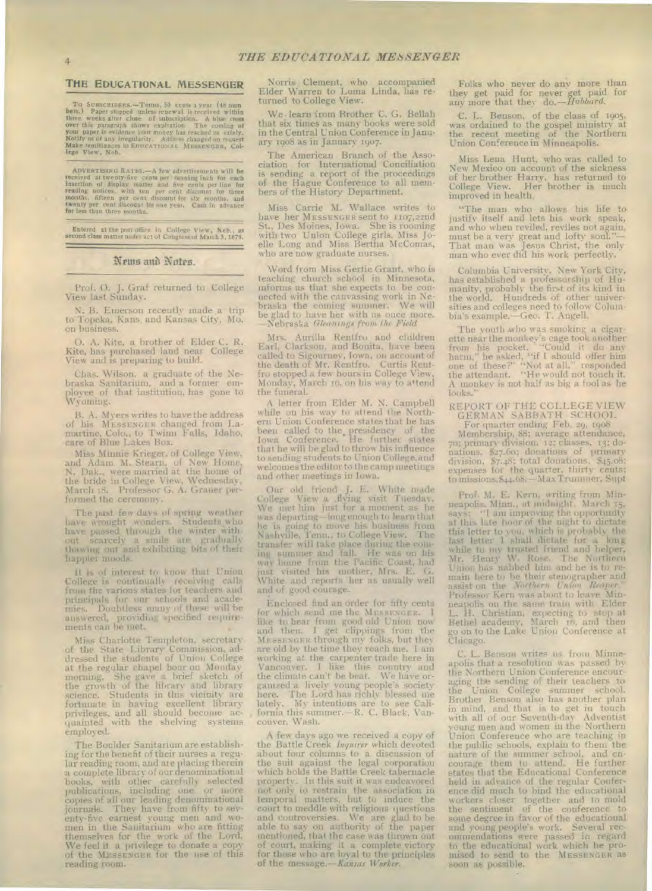## THE EDUCATIONAL MESSENGER

To Subscribers.—Terms, 50 cents a year (48 numbers.) Paper stopped unless renewal is received within three weeks after close of subscription. A blue cross over this paragraph shows expiration. The coming of your paper is evidence your money has reached us safely. Notify us of any irregularity. Address changed on request. Make remittances to Educational Messenger, College View, Neb.

Advertising Rates.—A few advertisements will be received at twenty-five cents per running inch for each insertion of display matter and five cents per line for reading notices, with ten per cent discount for three months, fifteen per cent discount for six months, and twenty per cent discount for one year. Cash in advance for less than three months.

Entered at the post office in College View, Neb., as second class matter under act of Congress of March 3, 1879.

### News and Notes.

Prof. O. J. Graf returned to College View last Sunday.

N. B. Emerson recently made a trip to Topeka, Kans. and Kansas City, Mo. on business.

O. A. Kite, a brother of Elder C. R. Kite, has purchased land near College View and is preparing to build.

Chas. Wilson, a graduate of the Nebraska Sanitarium, and a former employee of that institution, has gone to Wyoming.

B. A. Myers writes to have the address of his MESSENGER changed from Lamartine, Colo., to Twinn Falls, Idaho, care of Blue Lakes Box.

Miss Minnie Krieger, of College View, and Adam M. Stearn, of New Home, N. Dak., were married at the home of the bride in College View, Wednesday, March 18. Professor G. A. Grauer performed the ceremony.

The past few days of spring weather have wrought wonders. Students who have passed through the winter without scarcely a smile are gradually thawing out and exhibiting bits of their happier moods.

It is of interest to know that Union College is continually receiving calls from the various states for teachers and principals for our schools and academies. Doubtless many of these will be answered, providing specified requirements can be met.

Miss Charlotte Templeton, secretary of the State Library Commission, addressed the students of Union College at the regular chapel hour on Monday morning. She gave a brief sketch of the growth of the library and library science. Students in this vicinity are fortunate in having excellent library privileges, and all should become acquainted with the shelving systems employed.

The Boulder Sanitarium are establishing for the benefit of their nurses a regular reading room, and are placing therein a complete library of our denominational books, with other carefully selected publications, including one or more copies of all our leading denominational journals. They have from fifty to seventy-five earnest young men and women in the Sanitarium who are fitting themselves for the work of the Lord. We feel it a privilege to donate a copy of the MESSENGER for the use of this reading room.

Norris Clement, who accompanied Elder Warren to Loma Linda, has returned to College View.

We learn from Brother C. G. Bellah that six times as many books were sold in the Central Union Conference in January 1908 as in January 1907.

The American Branch of the Association for International Conciliation is sending a report of the proceedings of the Hague Conference to all members of the History Department.

Miss Carrie M. Wallace writes to have her MESSENGER sent to 1107, 22nd St., Des Moines, Iowa. She is rooming with two Union College girls, Miss Joelle Long and Miss Bertha McComas, who are now graduate nurses.

Word from Miss Gertie Grant, who is teaching church school in Minnesota, informs us that she expects to be connected with the canvassing work in Nebraska the coming summer. We will be glad to have her with us once more. —Nebraska *Gleanings from the Field*

Mrs. Aurilla Rentfro and children Earl, Clarkson, and Bonita, have been called to Sigourney, Iowa, on account of the death of Mr. Rentfro. Curtis Rentfro stopped a few hours in College View, Monday, March 16, on his way to attend the funeral.

A letter from Elder M. N. Campbell while on his way to attend the Northern Union Conference states that he has been called to the presidency of the Iowa Conference. He further states that he will be glad to throw his influence to sending students to Union College, and welcomes the editor to the camp meetings and other meetings in Iowa.

Our old friend J. E. White made College View a flying visit Tuesday. We met him just for a moment as he was departing—long enough to learn that he is going to move his business from Nashville, Tenn., to College View. The transfer will take place during the coming summer and fall. He was on his way home from the Pacific Coast, had just visited his mother, Mrs. E. G. White, and reports her as usually well and of good courage.

Enclosed find an order for fifty cents for which send me the MESSENGER. I like to hear from good old Union now and then. I get clippings from the MESSENGER through my folks, but they are old by the time they reach me. I am working at the carpenter trade here in Vancouver. I like this country and the climate can't be beat. We have organized a lively young people's society here. The Lord has richly blessed me lately. My intentions are to see California this summer.—R. C. Black, Vancouver, Wash.

A few days ago we received a copy of the Battle Creek *Inquirer* which devoted about four columns to a discussion of the suit against the legal corporation which holds the Battle Creek tabernacle property. In this suit it was endeavored not only to restrain the association in temporal matters, but to induce the court to meddle with religious questions and controversies. We are glad to be able to say on authority of the paper mentioned, that the case was thrown out of court, making it a complete victory for those who are loyal to the principles of the message.—*Kansas Worker*.

Folks who never do any more than they get paid for never get paid for any more that they do.—*Hubbard*.

C. L. Benson, of the class of 1905, was ordained to the gospel ministry at the recent meeting of the Northern Union Conference in Minneapolis.

Miss Lena Hunt, who was called to New Mexico on account of the sickness of her brother Harry, has returned to College View. Her brother is much improved in health.

"The man who allows his life to justify itself and lets his work speak, and who when reviled, reviles not again, must be a very great and lofty soul."—That man was Jesus Christ, the only man who ever did his work perfectly.

Columbia University, New York City, has established a professorship of Humanity, probably the first of its kind in the world. Hundreds of other universities and colleges need to follow Columbia's example.—Geo. T. Angell.

The youth who was smoking a cigarette near the monkey's cage took another from his pocket. "Could it do any harm," he asked, "if I should offer him one of these?" "Not at all," responded the attendant. "He would not touch it. A monkey is not half as big a fool as he looks."

### REPORT OF THE COLLEGE VIEW GERMAN SABBATH SCHOOL

For quarter ending Feb. 29, 1908

Membership, 88; average attendance, 70; primary division, 12; classes, 13; donations, $27.60; donations of primary division, $17.48; total donations, $45.08; expenses for the quarter, thirty cents; to missions, $44.68.—Max Trummer, Supt

Prof. M. E. Kern, writing from Minneapolis, Minn., at midnight, March 15, says: "I am improving the opportunity at this late hour of the night to dictate this letter to you, which is probably the last letter I shall dictate for a long while to my trusted friend and helper, Mr. Henry W. Rose. The Northern Union has nabbed him and he is to remain here to be their stenographer and assist on the *Northern Union Reaper*." Professor Kern was about to leave Minneapolis on the same train with Elder L. H. Christian, expecting to stop at Bethel academy, March 16, and then go on to the Lake Union Conference at Chicago.

C. L. Benson writes us from Minneapolis that a resolution was passed by the Northern Union Conference encouraging the sending of their teachers to the Union College summer school. Brother Benson also has another plan in mind, and that is to get in touch with all of our Seventh-day Adventist young men and women in the Northern Union Conference who are teaching in the public schools, explain to them the nature of the summer school, and encourage them to attend. He further states that the Educational Conference held in advance of the regular Conference did much to bind the educational workers closer together and to mold the sentiment of the conference to some degree in favor of the educational and young people's work. Several recommendations were passed in regard to the educational work which he promised to send to the MESSENGER as soon as possible.